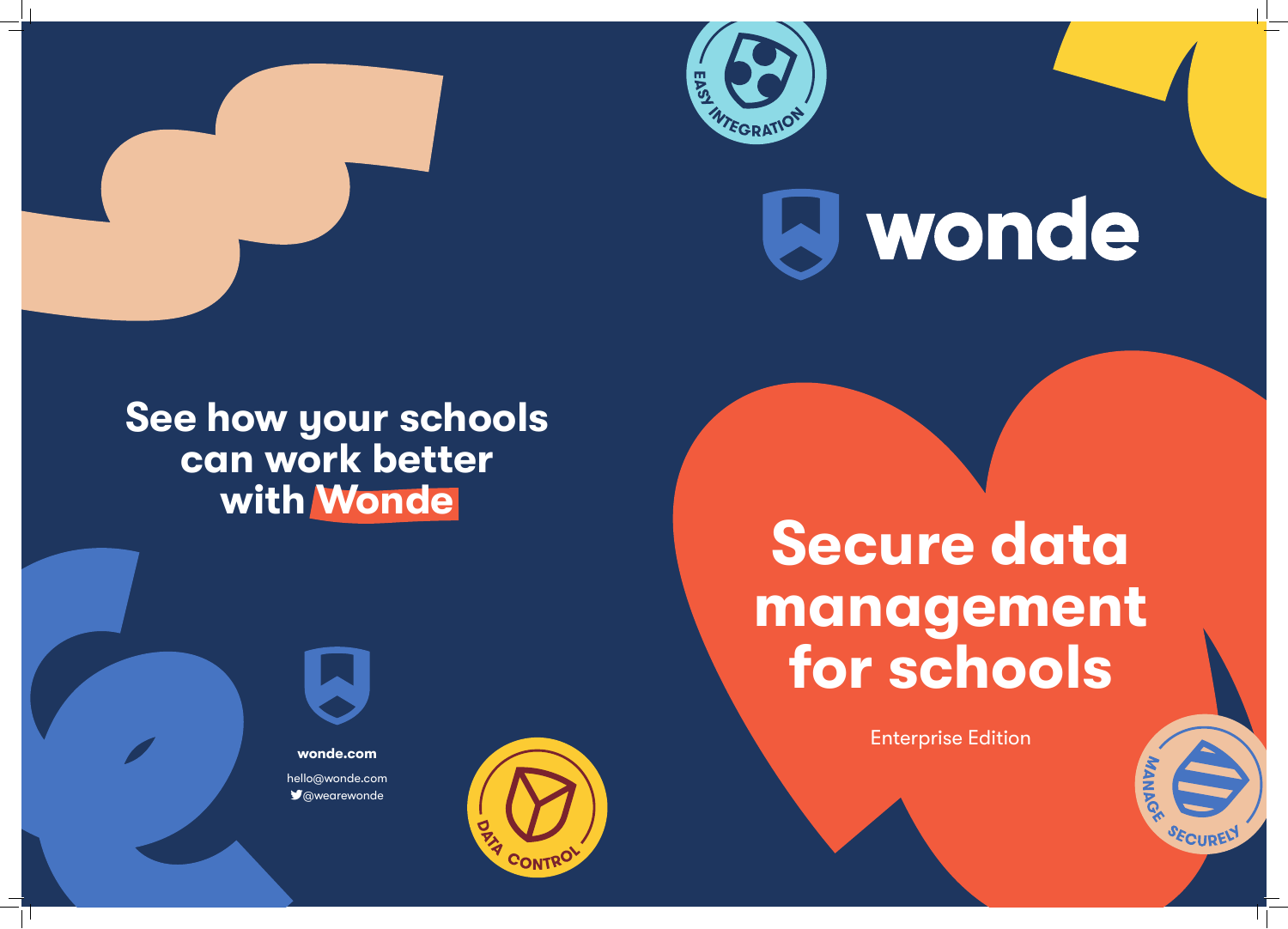# Secure data management for schools

Enterprise Edition

**wonde**

EASY INTEGRATION

MANAGE SECURELY

DATA CONTROL

## See how your schools can work better with Wonde

**wonde.com**

hello@wonde.com

@wearewonde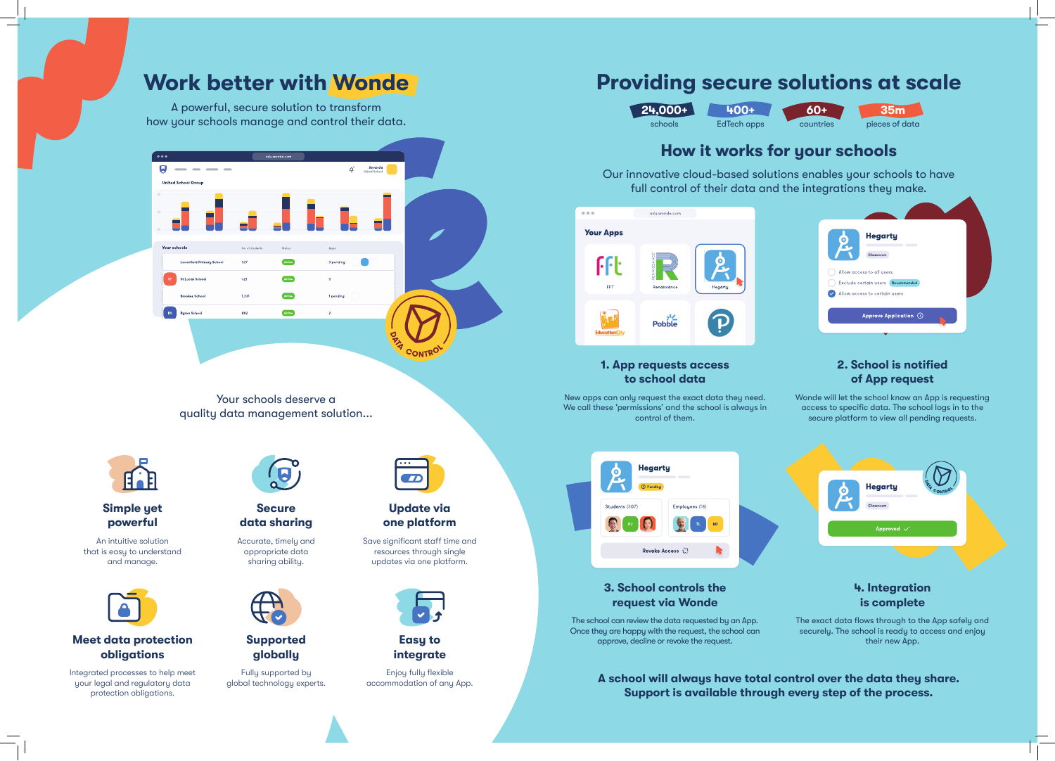# Work better with Wonde

A powerful, secure solution to transform how your schools manage and control their data.

Your schools deserve a quality data management solution...

### Simple yet powerful

An intuitive solution that is easy to understand and manage.

### Secure data sharing

Accurate, timely and appropriate data sharing ability.

### Update via one platform

Save significant staff time and resources through single updates via one platform.

### Meet data protection obligations

Integrated processes to help meet your legal and regulatory data protection obligations.

### Supported globally

Fully supported by global technology experts.

### Easy to integrate

Enjoy fully flexible accommodation of any App.

# Providing secure solutions at scale

**24,000+** schools

**400+** EdTech apps

**60+** countries

**35m** pieces of data

## How it works for your schools

Our innovative cloud-based solutions enables your schools to have full control of their data and the integrations they make.

### 1. App requests access to school data

New apps can only request the exact data they need. We call these 'permissions' and the school is always in control of them.

### 2. School is notified of App request

Wonde will let the school know an App is requesting access to specific data. The school logs in to the secure platform to view all pending requests.

### 3. School controls the request via Wonde

The school can review the data requested by an App. Once they are happy with the request, the school can approve, decline or revoke the request.

### 4. Integration is complete

The exact data flows through to the App safely and securely. The school is ready to access and enjoy their new App.

**A school will always have total control over the data they share. Support is available through every step of the process.**